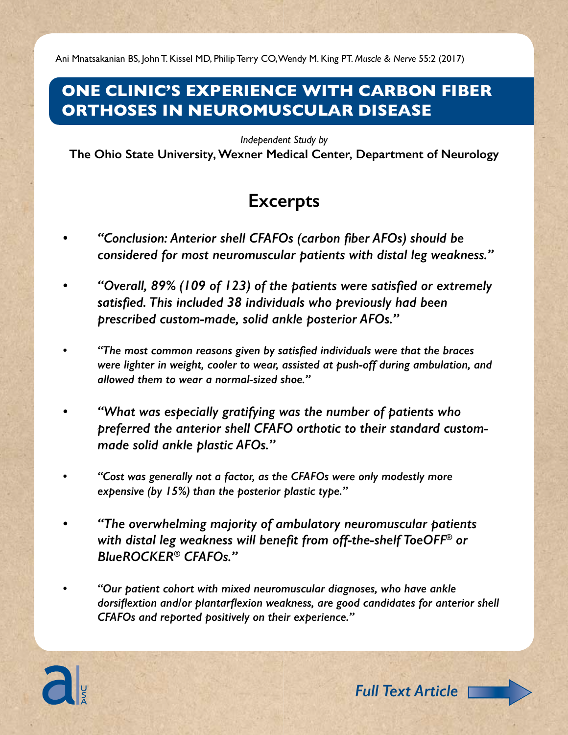Ani Mnatsakanian BS, John T. Kissel MD, Philip Terry CO, Wendy M. King PT. *Muscle & Nerve* 55:2 (2017)

# ONE CLINIC'S EXPERIENCE WITH CARBON FIBER ORTHOSES IN NEUROMUSCULAR DISEASE

*Independent Study by*

**The Ohio State University, Wexner Medical Center, Department of Neurology**

## Excerpts

- *"Conclusion: Anterior shell CFAFOs (carbon fiber AFOs) should be considered for most neuromuscular patients with distal leg weakness."*
- *"Overall, 89% (109 of 123) of the patients were satisfied or extremely satisfied. This included 38 individuals who previously had been prescribed custom-made, solid ankle posterior AFOs."*
- *"The most common reasons given by satisfied individuals were that the braces were lighter in weight, cooler to wear, assisted at push-off during ambulation, and allowed them to wear a normal-sized shoe."*
- *"What was especially gratifying was the number of patients who preferred the anterior shell CFAFO orthotic to their standard custom-made solid ankle plastic AFOs."*
- *"Cost was generally not a factor, as the CFAFOs were only modestly more expensive (by 15%) than the posterior plastic type."*
- *"The overwhelming majority of ambulatory neuromuscular patients with distal leg weakness will benefit from off-the-shelf ToeOFF® or BlueROCKER® CFAFOs."*
- *"Our patient cohort with mixed neuromuscular diagnoses, who have ankle dorsiflextion and/or plantarflexion weakness, are good candidates for anterior shell CFAFOs and reported positively on their experience."*

a USA

*Full Text Article*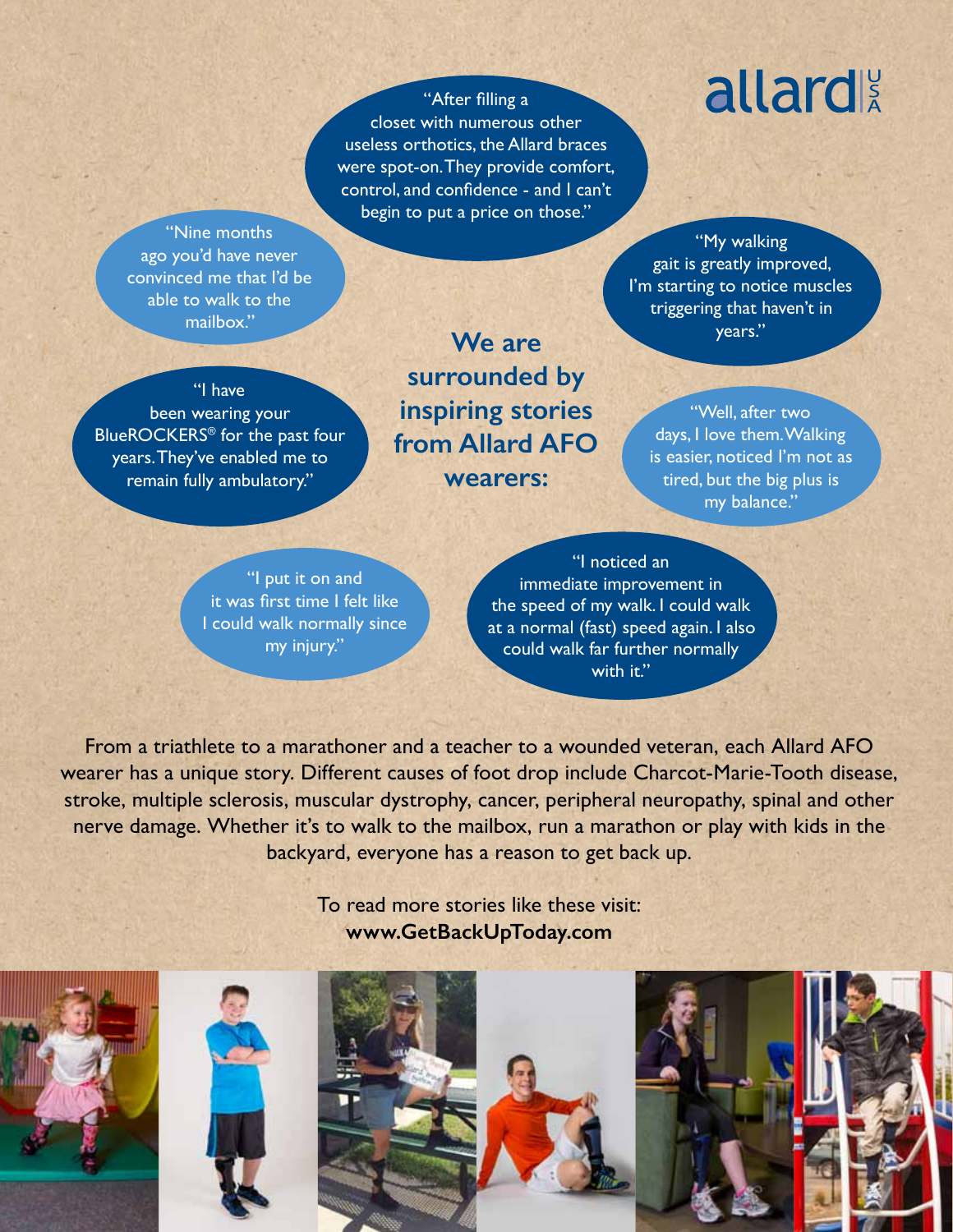allard USA

"After filling a closet with numerous other useless orthotics, the Allard braces were spot-on. They provide comfort, control, and confidence - and I can't begin to put a price on those."

"Nine months ago you'd have never convinced me that I'd be able to walk to the mailbox."

"My walking gait is greatly improved, I'm starting to notice muscles triggering that haven't in years."

## We are surrounded by inspiring stories from Allard AFO wearers:

"I have been wearing your BlueROCKERS® for the past four years. They've enabled me to remain fully ambulatory."

"Well, after two days, I love them. Walking is easier, noticed I'm not as tired, but the big plus is my balance."

"I put it on and it was first time I felt like I could walk normally since my injury."

"I noticed an immediate improvement in the speed of my walk. I could walk at a normal (fast) speed again. I also could walk far further normally with it."

From a triathlete to a marathoner and a teacher to a wounded veteran, each Allard AFO wearer has a unique story. Different causes of foot drop include Charcot-Marie-Tooth disease, stroke, multiple sclerosis, muscular dystrophy, cancer, peripheral neuropathy, spinal and other nerve damage. Whether it's to walk to the mailbox, run a marathon or play with kids in the backyard, everyone has a reason to get back up.

To read more stories like these visit:
**www.GetBackUpToday.com**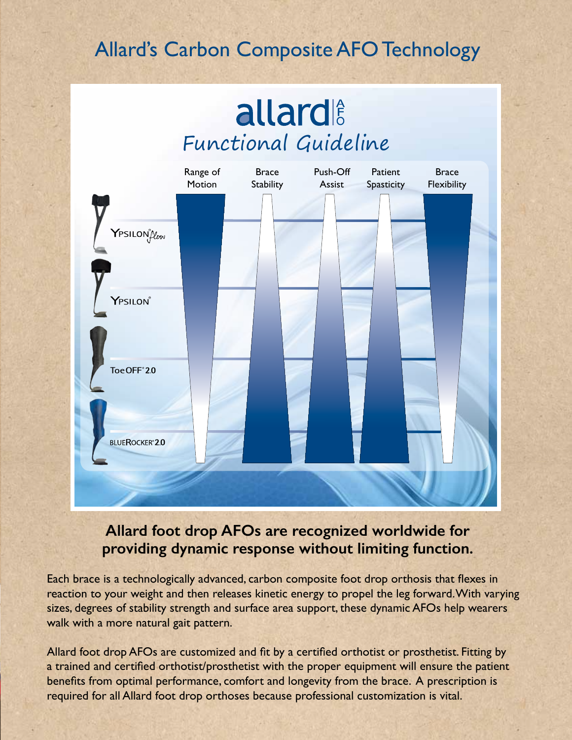# Allard's Carbon Composite AFO Technology

allard AFO

Functional Guideline

Range of Motion | Brace Stability | Push-Off Assist | Patient Spasticity | Brace Flexibility

YPSILON® flow

YPSILON®

ToeOFF® 2.0

BLUEROCKER® 2.0

**Allard foot drop AFOs are recognized worldwide for providing dynamic response without limiting function.**

Each brace is a technologically advanced, carbon composite foot drop orthosis that flexes in reaction to your weight and then releases kinetic energy to propel the leg forward. With varying sizes, degrees of stability strength and surface area support, these dynamic AFOs help wearers walk with a more natural gait pattern.

Allard foot drop AFOs are customized and fit by a certified orthotist or prosthetist. Fitting by a trained and certified orthotist/prosthetist with the proper equipment will ensure the patient benefits from optimal performance, comfort and longevity from the brace. A prescription is required for all Allard foot drop orthoses because professional customization is vital.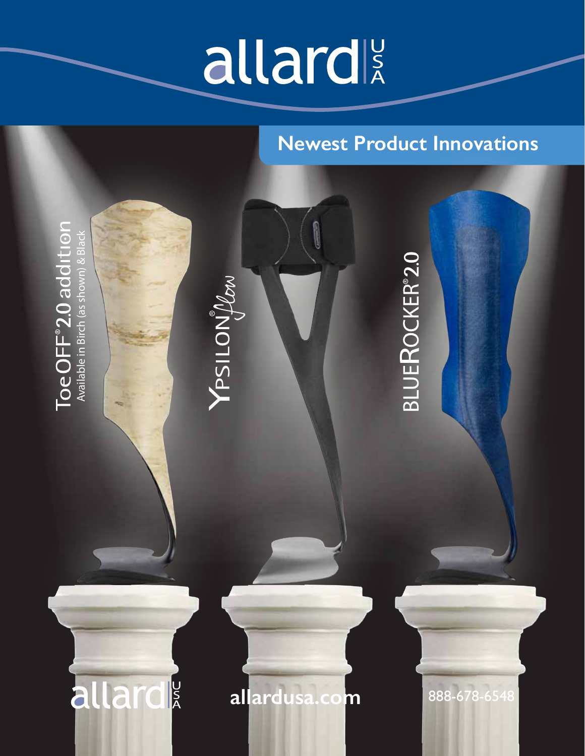# allard USA

## Newest Product Innovations

ToeOFF® 2.0 addition
Available in Birch (as shown) & Black

YPSILON® flow

BLUEROCKER® 2.0

allard USA

allardusa.com

888-678-6548